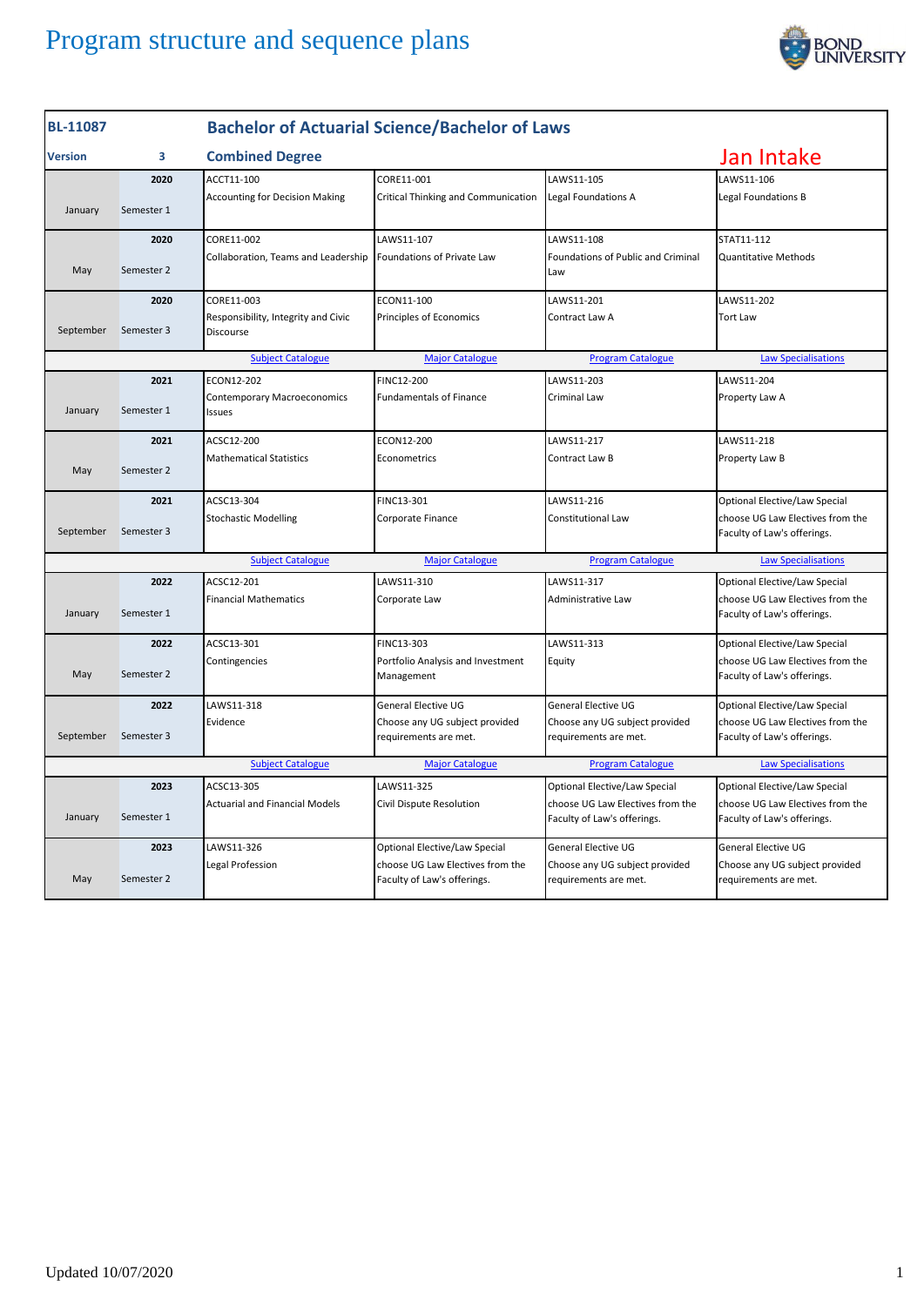# Program structure and sequence plans

| BL-11087 | | Bachelor of Actuarial Science/Bachelor of Laws | | | |
|---|---|---|---|---|---|
| Version | 3 | Combined Degree | | | Jan Intake |
| January | 2020 Semester 1 | ACCT11-100 Accounting for Decision Making | CORE11-001 Critical Thinking and Communication | LAWS11-105 Legal Foundations A | LAWS11-106 Legal Foundations B |
| May | 2020 Semester 2 | CORE11-002 Collaboration, Teams and Leadership | LAWS11-107 Foundations of Private Law | LAWS11-108 Foundations of Public and Criminal Law | STAT11-112 Quantitative Methods |
| September | 2020 Semester 3 | CORE11-003 Responsibility, Integrity and Civic Discourse | ECON11-100 Principles of Economics | LAWS11-201 Contract Law A | LAWS11-202 Tort Law |
| | | Subject Catalogue | Major Catalogue | Program Catalogue | Law Specialisations |
| January | 2021 Semester 1 | ECON12-202 Contemporary Macroeconomics Issues | FINC12-200 Fundamentals of Finance | LAWS11-203 Criminal Law | LAWS11-204 Property Law A |
| May | 2021 Semester 2 | ACSC12-200 Mathematical Statistics | ECON12-200 Econometrics | LAWS11-217 Contract Law B | LAWS11-218 Property Law B |
| September | 2021 Semester 3 | ACSC13-304 Stochastic Modelling | FINC13-301 Corporate Finance | LAWS11-216 Constitutional Law | Optional Elective/Law Special choose UG Law Electives from the Faculty of Law's offerings. |
| | | Subject Catalogue | Major Catalogue | Program Catalogue | Law Specialisations |
| January | 2022 Semester 1 | ACSC12-201 Financial Mathematics | LAWS11-310 Corporate Law | LAWS11-317 Administrative Law | Optional Elective/Law Special choose UG Law Electives from the Faculty of Law's offerings. |
| May | 2022 Semester 2 | ACSC13-301 Contingencies | FINC13-303 Portfolio Analysis and Investment Management | LAWS11-313 Equity | Optional Elective/Law Special choose UG Law Electives from the Faculty of Law's offerings. |
| September | 2022 Semester 3 | LAWS11-318 Evidence | General Elective UG Choose any UG subject provided requirements are met. | General Elective UG Choose any UG subject provided requirements are met. | Optional Elective/Law Special choose UG Law Electives from the Faculty of Law's offerings. |
| | | Subject Catalogue | Major Catalogue | Program Catalogue | Law Specialisations |
| January | 2023 Semester 1 | ACSC13-305 Actuarial and Financial Models | LAWS11-325 Civil Dispute Resolution | Optional Elective/Law Special choose UG Law Electives from the Faculty of Law's offerings. | Optional Elective/Law Special choose UG Law Electives from the Faculty of Law's offerings. |
| May | 2023 Semester 2 | LAWS11-326 Legal Profession | Optional Elective/Law Special choose UG Law Electives from the Faculty of Law's offerings. | General Elective UG Choose any UG subject provided requirements are met. | General Elective UG Choose any UG subject provided requirements are met. |

Updated 10/07/2020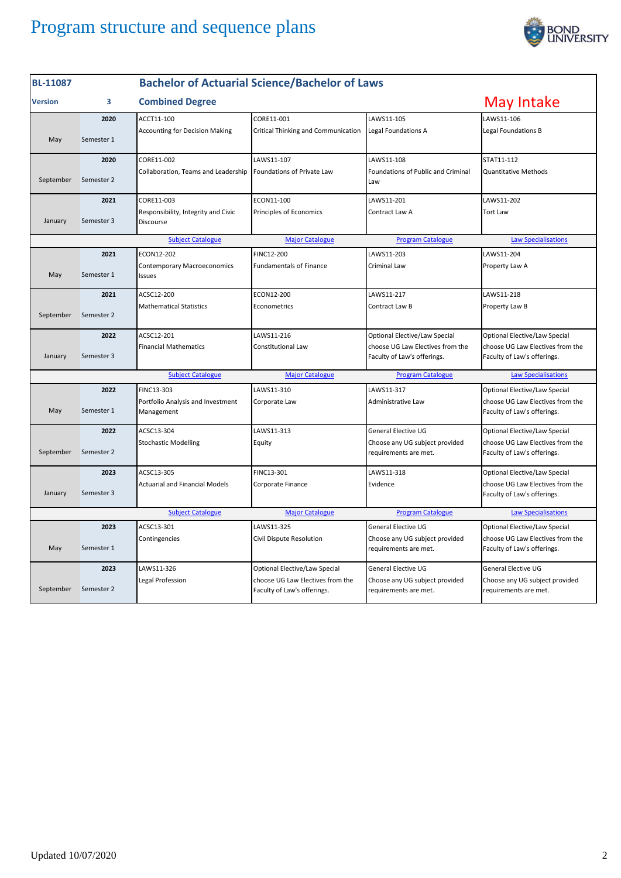# Program structure and sequence plans

| BL-11087 | | Bachelor of Actuarial Science/Bachelor of Laws | | | |
|---|---|---|---|---|---|
| **Version** | **3** | **Combined Degree** | | | **May Intake** |
| May | **2020** Semester 1 | ACCT11-100 Accounting for Decision Making | CORE11-001 Critical Thinking and Communication | LAWS11-105 Legal Foundations A | LAWS11-106 Legal Foundations B |
| September | **2020** Semester 2 | CORE11-002 Collaboration, Teams and Leadership | LAWS11-107 Foundations of Private Law | LAWS11-108 Foundations of Public and Criminal Law | STAT11-112 Quantitative Methods |
| January | **2021** Semester 3 | CORE11-003 Responsibility, Integrity and Civic Discourse | ECON11-100 Principles of Economics | LAWS11-201 Contract Law A | LAWS11-202 Tort Law |
| | | Subject Catalogue | Major Catalogue | Program Catalogue | Law Specialisations |
| May | **2021** Semester 1 | ECON12-202 Contemporary Macroeconomics Issues | FINC12-200 Fundamentals of Finance | LAWS11-203 Criminal Law | LAWS11-204 Property Law A |
| September | **2021** Semester 2 | ACSC12-200 Mathematical Statistics | ECON12-200 Econometrics | LAWS11-217 Contract Law B | LAWS11-218 Property Law B |
| January | **2022** Semester 3 | ACSC12-201 Financial Mathematics | LAWS11-216 Constitutional Law | Optional Elective/Law Special choose UG Law Electives from the Faculty of Law's offerings. | Optional Elective/Law Special choose UG Law Electives from the Faculty of Law's offerings. |
| | | Subject Catalogue | Major Catalogue | Program Catalogue | Law Specialisations |
| May | **2022** Semester 1 | FINC13-303 Portfolio Analysis and Investment Management | LAWS11-310 Corporate Law | LAWS11-317 Administrative Law | Optional Elective/Law Special choose UG Law Electives from the Faculty of Law's offerings. |
| September | **2022** Semester 2 | ACSC13-304 Stochastic Modelling | LAWS11-313 Equity | General Elective UG Choose any UG subject provided requirements are met. | Optional Elective/Law Special choose UG Law Electives from the Faculty of Law's offerings. |
| January | **2023** Semester 3 | ACSC13-305 Actuarial and Financial Models | FINC13-301 Corporate Finance | LAWS11-318 Evidence | Optional Elective/Law Special choose UG Law Electives from the Faculty of Law's offerings. |
| | | Subject Catalogue | Major Catalogue | Program Catalogue | Law Specialisations |
| May | **2023** Semester 1 | ACSC13-301 Contingencies | LAWS11-325 Civil Dispute Resolution | General Elective UG Choose any UG subject provided requirements are met. | Optional Elective/Law Special choose UG Law Electives from the Faculty of Law's offerings. |
| September | **2023** Semester 2 | LAWS11-326 Legal Profession | Optional Elective/Law Special choose UG Law Electives from the Faculty of Law's offerings. | General Elective UG Choose any UG subject provided requirements are met. | General Elective UG Choose any UG subject provided requirements are met. |

Updated 10/07/2020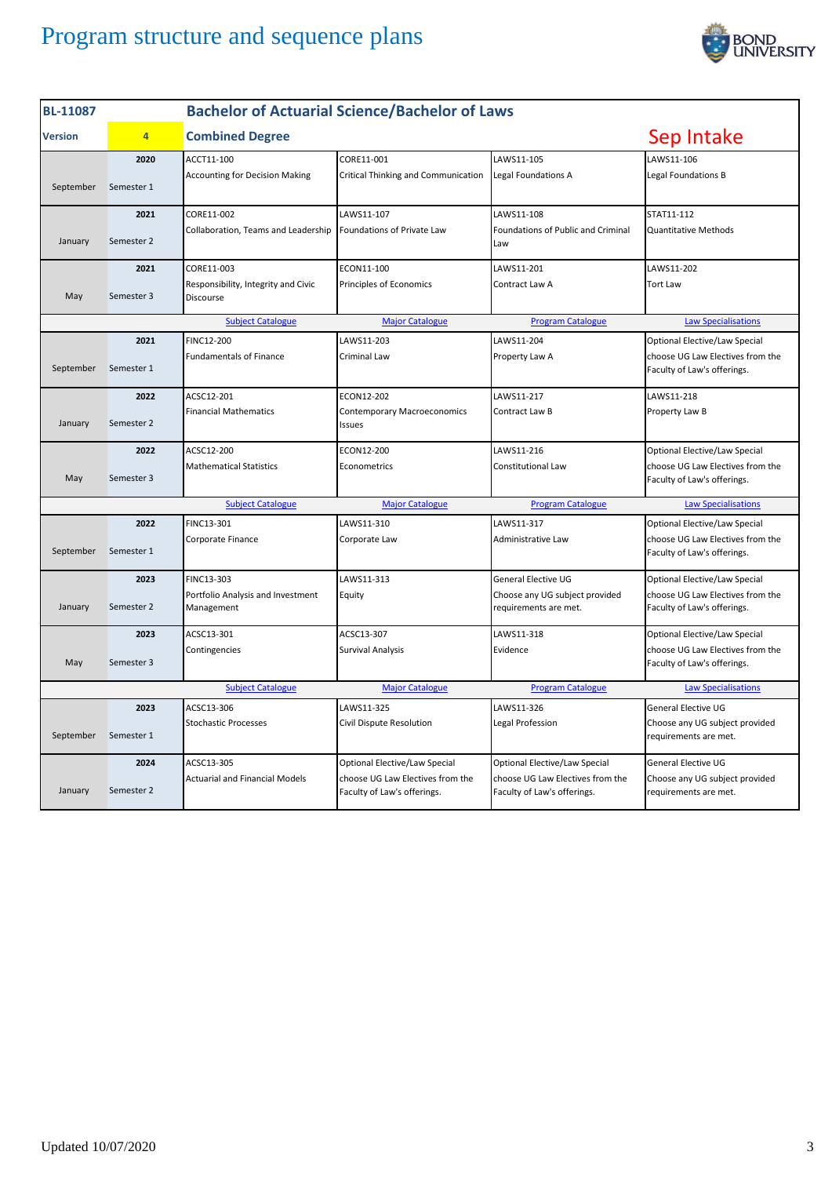# Program structure and sequence plans

| BL-11087 | | Bachelor of Actuarial Science/Bachelor of Laws | | | |
|---|---|---|---|---|---|
| **Version** | **4** | **Combined Degree** | | | **Sep Intake** |
| September | 2020 Semester 1 | ACCT11-100 Accounting for Decision Making | CORE11-001 Critical Thinking and Communication | LAWS11-105 Legal Foundations A | LAWS11-106 Legal Foundations B |
| January | 2021 Semester 2 | CORE11-002 Collaboration, Teams and Leadership | LAWS11-107 Foundations of Private Law | LAWS11-108 Foundations of Public and Criminal Law | STAT11-112 Quantitative Methods |
| May | 2021 Semester 3 | CORE11-003 Responsibility, Integrity and Civic Discourse | ECON11-100 Principles of Economics | LAWS11-201 Contract Law A | LAWS11-202 Tort Law |
| | | Subject Catalogue | Major Catalogue | Program Catalogue | Law Specialisations |
| September | 2021 Semester 1 | FINC12-200 Fundamentals of Finance | LAWS11-203 Criminal Law | LAWS11-204 Property Law A | Optional Elective/Law Special choose UG Law Electives from the Faculty of Law's offerings. |
| January | 2022 Semester 2 | ACSC12-201 Financial Mathematics | ECON12-202 Contemporary Macroeconomics Issues | LAWS11-217 Contract Law B | LAWS11-218 Property Law B |
| May | 2022 Semester 3 | ACSC12-200 Mathematical Statistics | ECON12-200 Econometrics | LAWS11-216 Constitutional Law | Optional Elective/Law Special choose UG Law Electives from the Faculty of Law's offerings. |
| | | Subject Catalogue | Major Catalogue | Program Catalogue | Law Specialisations |
| September | 2022 Semester 1 | FINC13-301 Corporate Finance | LAWS11-310 Corporate Law | LAWS11-317 Administrative Law | Optional Elective/Law Special choose UG Law Electives from the Faculty of Law's offerings. |
| January | 2023 Semester 2 | FINC13-303 Portfolio Analysis and Investment Management | LAWS11-313 Equity | General Elective UG Choose any UG subject provided requirements are met. | Optional Elective/Law Special choose UG Law Electives from the Faculty of Law's offerings. |
| May | 2023 Semester 3 | ACSC13-301 Contingencies | ACSC13-307 Survival Analysis | LAWS11-318 Evidence | Optional Elective/Law Special choose UG Law Electives from the Faculty of Law's offerings. |
| | | Subject Catalogue | Major Catalogue | Program Catalogue | Law Specialisations |
| September | 2023 Semester 1 | ACSC13-306 Stochastic Processes | LAWS11-325 Civil Dispute Resolution | LAWS11-326 Legal Profession | General Elective UG Choose any UG subject provided requirements are met. |
| January | 2024 Semester 2 | ACSC13-305 Actuarial and Financial Models | Optional Elective/Law Special choose UG Law Electives from the Faculty of Law's offerings. | Optional Elective/Law Special choose UG Law Electives from the Faculty of Law's offerings. | General Elective UG Choose any UG subject provided requirements are met. |

Updated 10/07/2020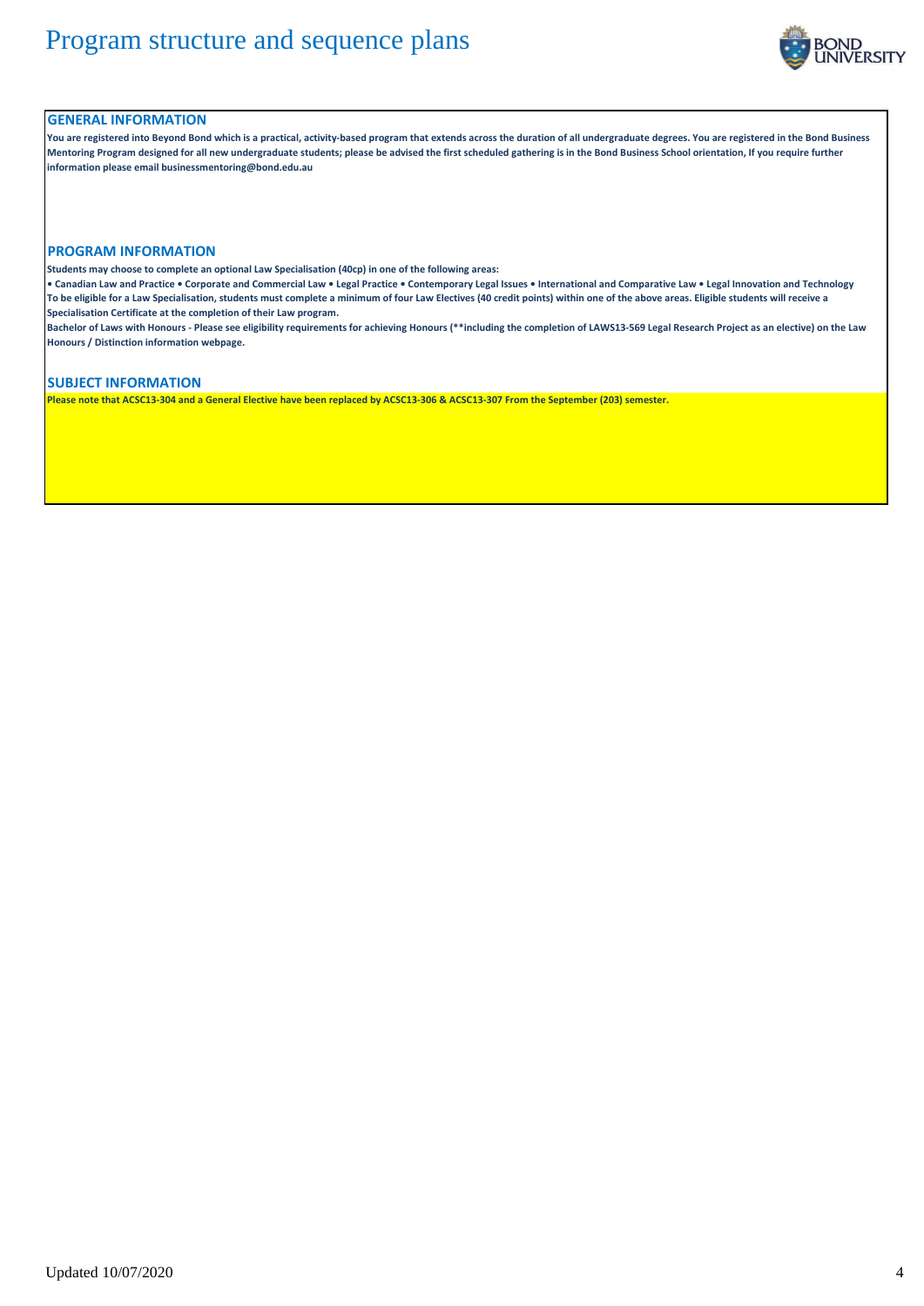# Program structure and sequence plans

## GENERAL INFORMATION

**You are registered into Beyond Bond which is a practical, activity-based program that extends across the duration of all undergraduate degrees. You are registered in the Bond Business Mentoring Program designed for all new undergraduate students; please be advised the first scheduled gathering is in the Bond Business School orientation, If you require further information please email businessmentoring@bond.edu.au**

## PROGRAM INFORMATION

**Students may choose to complete an optional Law Specialisation (40cp) in one of the following areas:**

**• Canadian Law and Practice • Corporate and Commercial Law • Legal Practice • Contemporary Legal Issues • International and Comparative Law • Legal Innovation and Technology**

**To be eligible for a Law Specialisation, students must complete a minimum of four Law Electives (40 credit points) within one of the above areas. Eligible students will receive a Specialisation Certificate at the completion of their Law program.**

**Bachelor of Laws with Honours - Please see eligibility requirements for achieving Honours (**including the completion of LAWS13-569 Legal Research Project as an elective) on the Law Honours / Distinction information webpage.**

## SUBJECT INFORMATION

**Please note that ACSC13-304 and a General Elective have been replaced by ACSC13-306 & ACSC13-307 From the September (203) semester.**

Updated 10/07/2020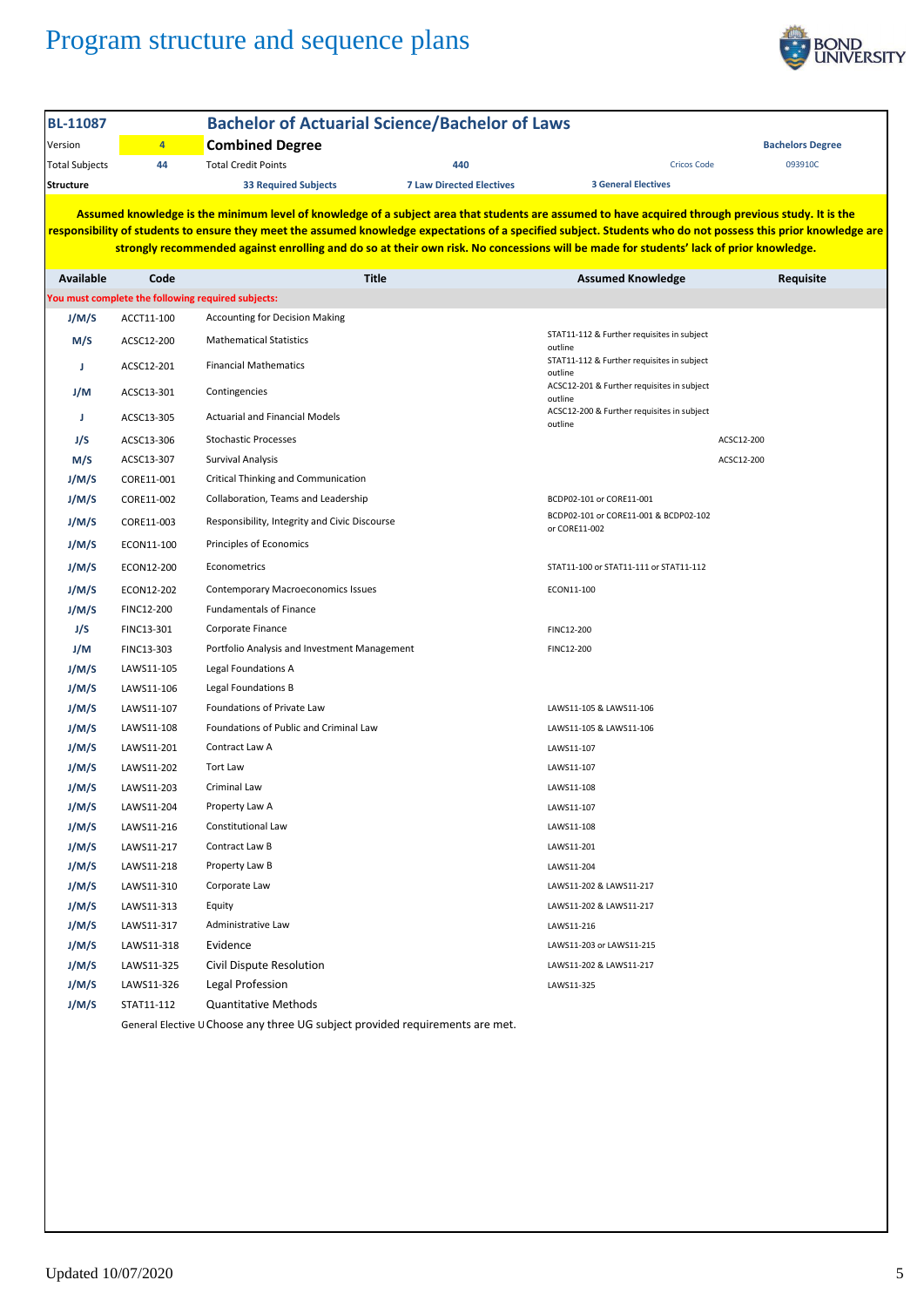# Program structure and sequence plans

| BL-11087 | | Bachelor of Actuarial Science/Bachelor of Laws | | | | |
|---|---|---|---|---|---|---|
| Version | 4 | Combined Degree | | | | Bachelors Degree |
| Total Subjects | 44 | Total Credit Points | 440 | | Cricos Code | 093910C |
| Structure | | 33 Required Subjects | 7 Law Directed Electives | 3 General Electives | | |

**Assumed knowledge is the minimum level of knowledge of a subject area that students are assumed to have acquired through previous study. It is the responsibility of students to ensure they meet the assumed knowledge expectations of a specified subject. Students who do not possess this prior knowledge are strongly recommended against enrolling and do so at their own risk. No concessions will be made for students' lack of prior knowledge.**

| Available | Code | Title | Assumed Knowledge | Requisite |
|---|---|---|---|---|
| You must complete the following required subjects: | | | | |
| J/M/S | ACCT11-100 | Accounting for Decision Making | | |
| M/S | ACSC12-200 | Mathematical Statistics | STAT11-112 & Further requisites in subject outline | |
| J | ACSC12-201 | Financial Mathematics | STAT11-112 & Further requisites in subject outline | |
| J/M | ACSC13-301 | Contingencies | ACSC12-201 & Further requisites in subject outline | |
| J | ACSC13-305 | Actuarial and Financial Models | ACSC12-200 & Further requisites in subject outline | |
| J/S | ACSC13-306 | Stochastic Processes | | ACSC12-200 |
| M/S | ACSC13-307 | Survival Analysis | | ACSC12-200 |
| J/M/S | CORE11-001 | Critical Thinking and Communication | | |
| J/M/S | CORE11-002 | Collaboration, Teams and Leadership | BCDP02-101 or CORE11-001 | |
| J/M/S | CORE11-003 | Responsibility, Integrity and Civic Discourse | BCDP02-101 or CORE11-001 & BCDP02-102 or CORE11-002 | |
| J/M/S | ECON11-100 | Principles of Economics | | |
| J/M/S | ECON12-200 | Econometrics | STAT11-100 or STAT11-111 or STAT11-112 | |
| J/M/S | ECON12-202 | Contemporary Macroeconomics Issues | ECON11-100 | |
| J/M/S | FINC12-200 | Fundamentals of Finance | | |
| J/S | FINC13-301 | Corporate Finance | FINC12-200 | |
| J/M | FINC13-303 | Portfolio Analysis and Investment Management | FINC12-200 | |
| J/M/S | LAWS11-105 | Legal Foundations A | | |
| J/M/S | LAWS11-106 | Legal Foundations B | | |
| J/M/S | LAWS11-107 | Foundations of Private Law | LAWS11-105 & LAWS11-106 | |
| J/M/S | LAWS11-108 | Foundations of Public and Criminal Law | LAWS11-105 & LAWS11-106 | |
| J/M/S | LAWS11-201 | Contract Law A | LAWS11-107 | |
| J/M/S | LAWS11-202 | Tort Law | LAWS11-107 | |
| J/M/S | LAWS11-203 | Criminal Law | LAWS11-108 | |
| J/M/S | LAWS11-204 | Property Law A | LAWS11-107 | |
| J/M/S | LAWS11-216 | Constitutional Law | LAWS11-108 | |
| J/M/S | LAWS11-217 | Contract Law B | LAWS11-201 | |
| J/M/S | LAWS11-218 | Property Law B | LAWS11-204 | |
| J/M/S | LAWS11-310 | Corporate Law | LAWS11-202 & LAWS11-217 | |
| J/M/S | LAWS11-313 | Equity | LAWS11-202 & LAWS11-217 | |
| J/M/S | LAWS11-317 | Administrative Law | LAWS11-216 | |
| J/M/S | LAWS11-318 | Evidence | LAWS11-203 or LAWS11-215 | |
| J/M/S | LAWS11-325 | Civil Dispute Resolution | LAWS11-202 & LAWS11-217 | |
| J/M/S | LAWS11-326 | Legal Profession | LAWS11-325 | |
| J/M/S | STAT11-112 | Quantitative Methods | | |
| | General Elective U | Choose any three UG subject provided requirements are met. | | |

Updated 10/07/2020